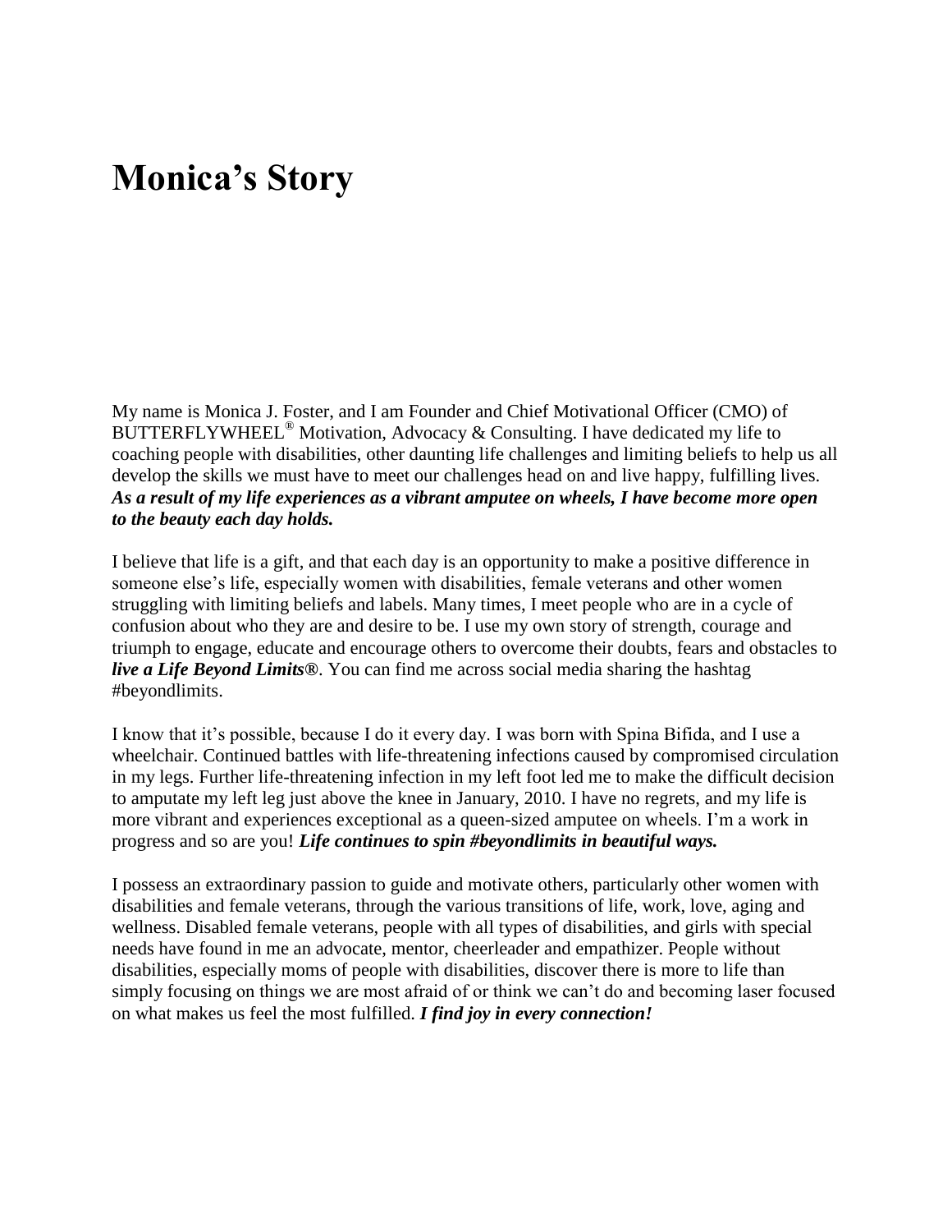# Monica's Story

My name is Monica J. Foster, and I am Founder and Chief Motivational Officer (CMO) of BUTTERFLYWHEEL® Motivation, Advocacy & Consulting. I have dedicated my life to coaching people with disabilities, other daunting life challenges and limiting beliefs to help us all develop the skills we must have to meet our challenges head on and live happy, fulfilling lives. ***As a result of my life experiences as a vibrant amputee on wheels, I have become more open to the beauty each day holds.***

I believe that life is a gift, and that each day is an opportunity to make a positive difference in someone else's life, especially women with disabilities, female veterans and other women struggling with limiting beliefs and labels. Many times, I meet people who are in a cycle of confusion about who they are and desire to be. I use my own story of strength, courage and triumph to engage, educate and encourage others to overcome their doubts, fears and obstacles to ***live a Life Beyond Limits®***. You can find me across social media sharing the hashtag #beyondlimits.

I know that it's possible, because I do it every day. I was born with Spina Bifida, and I use a wheelchair. Continued battles with life-threatening infections caused by compromised circulation in my legs. Further life-threatening infection in my left foot led me to make the difficult decision to amputate my left leg just above the knee in January, 2010. I have no regrets, and my life is more vibrant and experiences exceptional as a queen-sized amputee on wheels. I'm a work in progress and so are you! ***Life continues to spin #beyondlimits in beautiful ways.***

I possess an extraordinary passion to guide and motivate others, particularly other women with disabilities and female veterans, through the various transitions of life, work, love, aging and wellness. Disabled female veterans, people with all types of disabilities, and girls with special needs have found in me an advocate, mentor, cheerleader and empathizer. People without disabilities, especially moms of people with disabilities, discover there is more to life than simply focusing on things we are most afraid of or think we can't do and becoming laser focused on what makes us feel the most fulfilled. ***I find joy in every connection!***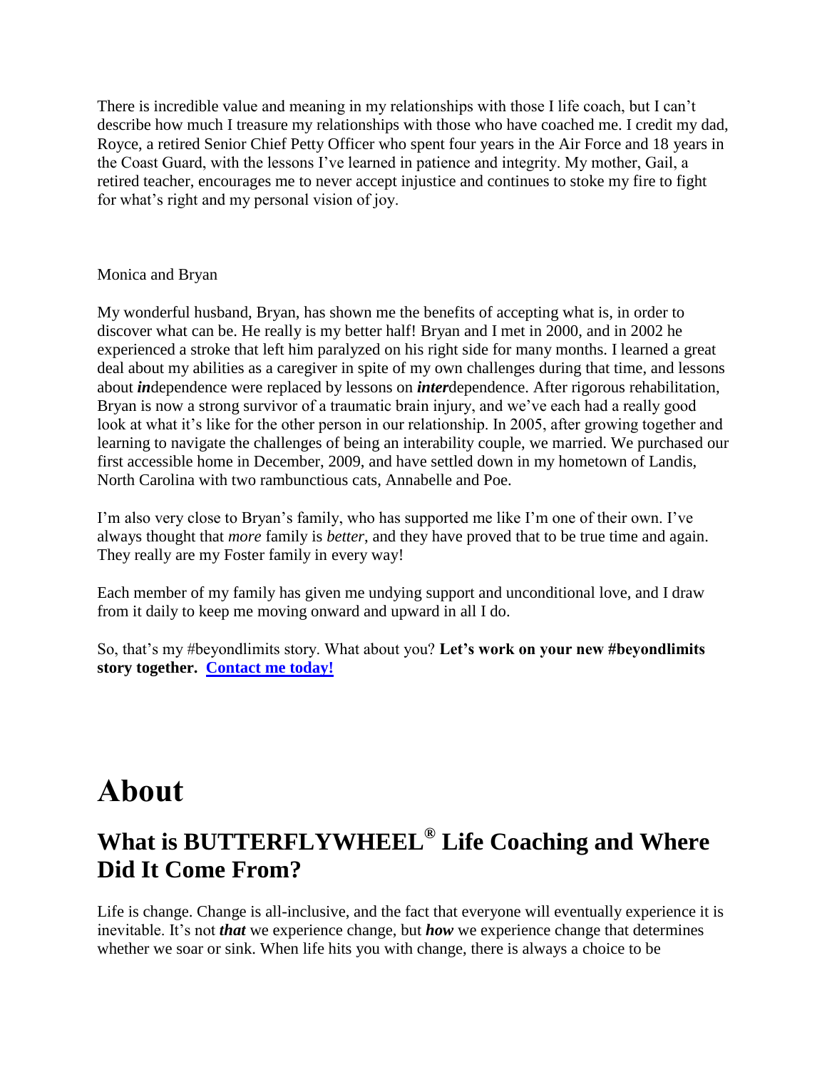There is incredible value and meaning in my relationships with those I life coach, but I can't describe how much I treasure my relationships with those who have coached me. I credit my dad, Royce, a retired Senior Chief Petty Officer who spent four years in the Air Force and 18 years in the Coast Guard, with the lessons I've learned in patience and integrity. My mother, Gail, a retired teacher, encourages me to never accept injustice and continues to stoke my fire to fight for what's right and my personal vision of joy.

Monica and Bryan

My wonderful husband, Bryan, has shown me the benefits of accepting what is, in order to discover what can be. He really is my better half! Bryan and I met in 2000, and in 2002 he experienced a stroke that left him paralyzed on his right side for many months. I learned a great deal about my abilities as a caregiver in spite of my own challenges during that time, and lessons about ***in***dependence were replaced by lessons on ***inter***dependence. After rigorous rehabilitation, Bryan is now a strong survivor of a traumatic brain injury, and we've each had a really good look at what it's like for the other person in our relationship. In 2005, after growing together and learning to navigate the challenges of being an interability couple, we married. We purchased our first accessible home in December, 2009, and have settled down in my hometown of Landis, North Carolina with two rambunctious cats, Annabelle and Poe.

I'm also very close to Bryan's family, who has supported me like I'm one of their own. I've always thought that *more* family is *better*, and they have proved that to be true time and again. They really are my Foster family in every way!

Each member of my family has given me undying support and unconditional love, and I draw from it daily to keep me moving onward and upward in all I do.

So, that's my #beyondlimits story. What about you? **Let's work on your new #beyondlimits story together. Contact me today!**

# About

## What is BUTTERFLYWHEEL® Life Coaching and Where Did It Come From?

Life is change. Change is all-inclusive, and the fact that everyone will eventually experience it is inevitable. It's not ***that*** we experience change, but ***how*** we experience change that determines whether we soar or sink. When life hits you with change, there is always a choice to be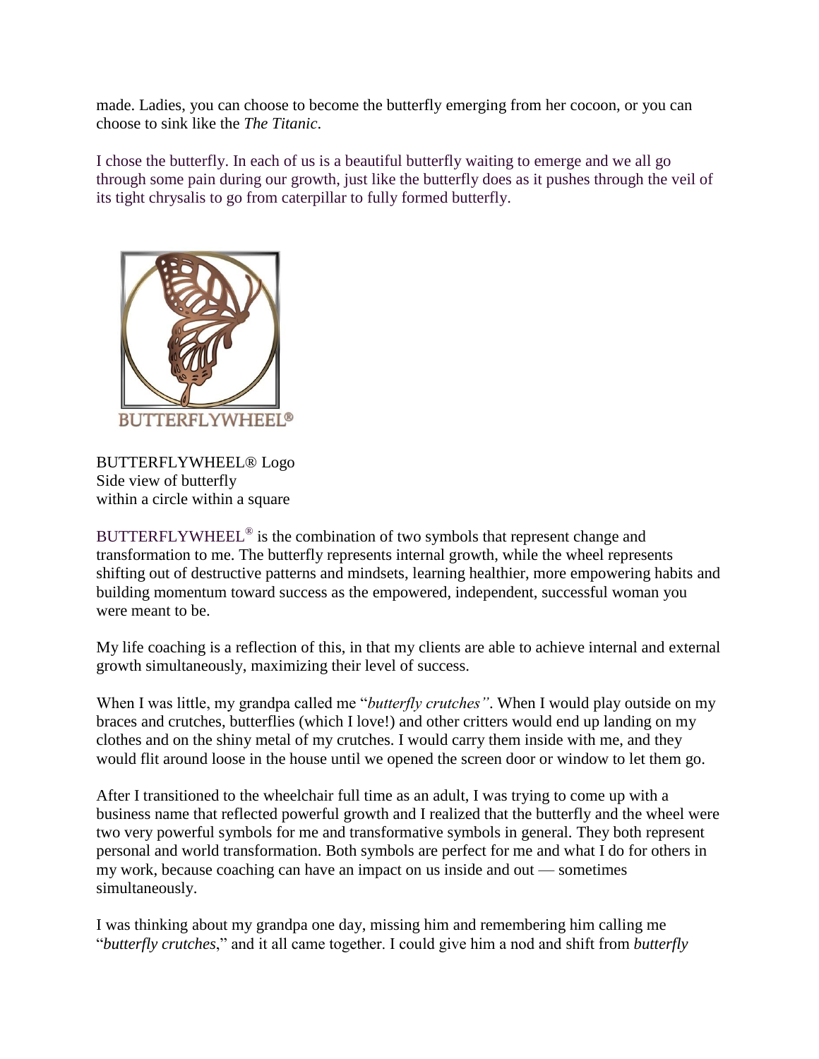made. Ladies, you can choose to become the butterfly emerging from her cocoon, or you can choose to sink like the *The Titanic*.

I chose the butterfly. In each of us is a beautiful butterfly waiting to emerge and we all go through some pain during our growth, just like the butterfly does as it pushes through the veil of its tight chrysalis to go from caterpillar to fully formed butterfly.

BUTTERFLYWHEEL®

BUTTERFLYWHEEL® Logo
Side view of butterfly
within a circle within a square

BUTTERFLYWHEEL® is the combination of two symbols that represent change and transformation to me. The butterfly represents internal growth, while the wheel represents shifting out of destructive patterns and mindsets, learning healthier, more empowering habits and building momentum toward success as the empowered, independent, successful woman you were meant to be.

My life coaching is a reflection of this, in that my clients are able to achieve internal and external growth simultaneously, maximizing their level of success.

When I was little, my grandpa called me "*butterfly crutches"*. When I would play outside on my braces and crutches, butterflies (which I love!) and other critters would end up landing on my clothes and on the shiny metal of my crutches. I would carry them inside with me, and they would flit around loose in the house until we opened the screen door or window to let them go.

After I transitioned to the wheelchair full time as an adult, I was trying to come up with a business name that reflected powerful growth and I realized that the butterfly and the wheel were two very powerful symbols for me and transformative symbols in general. They both represent personal and world transformation. Both symbols are perfect for me and what I do for others in my work, because coaching can have an impact on us inside and out — sometimes simultaneously.

I was thinking about my grandpa one day, missing him and remembering him calling me "*butterfly crutches*," and it all came together. I could give him a nod and shift from *butterfly*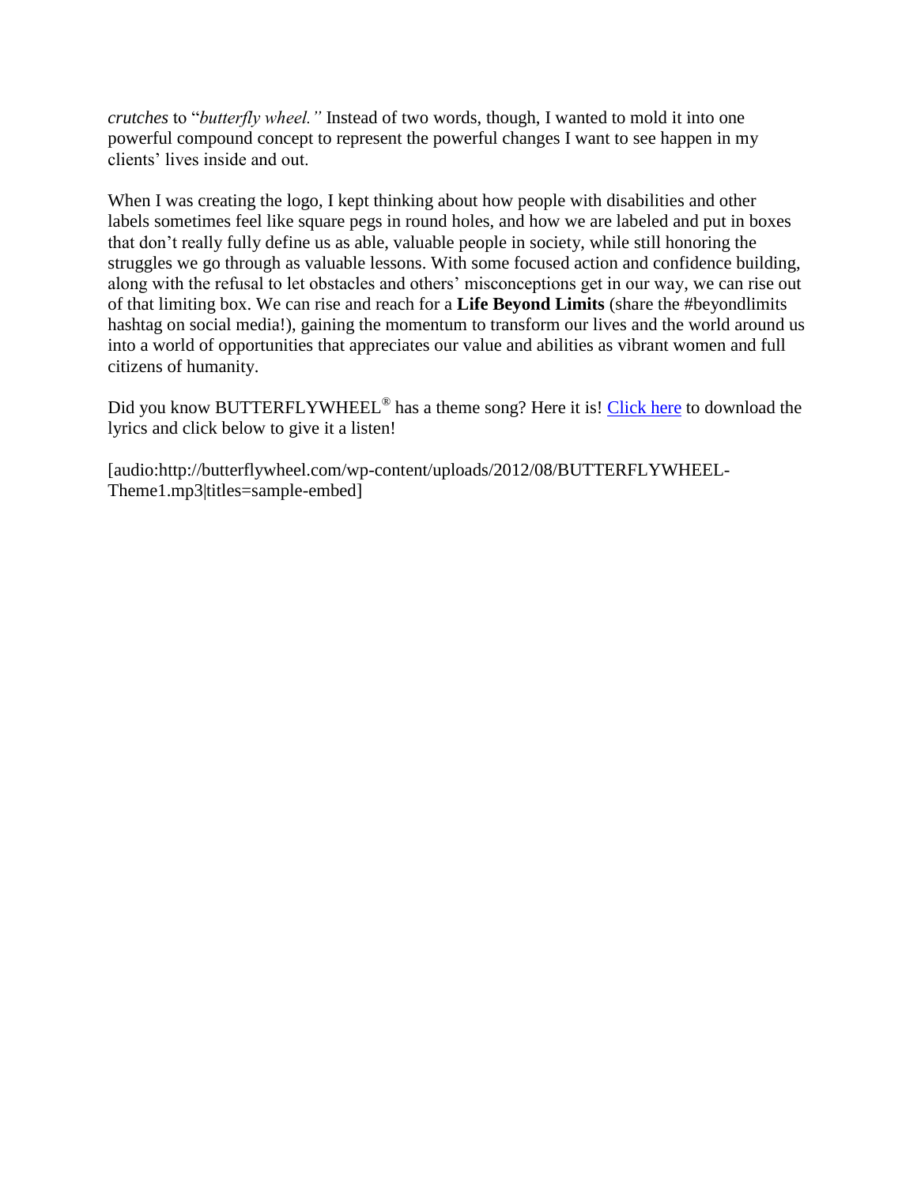*crutches* to "*butterfly wheel."* Instead of two words, though, I wanted to mold it into one powerful compound concept to represent the powerful changes I want to see happen in my clients' lives inside and out.

When I was creating the logo, I kept thinking about how people with disabilities and other labels sometimes feel like square pegs in round holes, and how we are labeled and put in boxes that don't really fully define us as able, valuable people in society, while still honoring the struggles we go through as valuable lessons. With some focused action and confidence building, along with the refusal to let obstacles and others' misconceptions get in our way, we can rise out of that limiting box. We can rise and reach for a **Life Beyond Limits** (share the #beyondlimits hashtag on social media!), gaining the momentum to transform our lives and the world around us into a world of opportunities that appreciates our value and abilities as vibrant women and full citizens of humanity.

Did you know BUTTERFLYWHEEL® has a theme song? Here it is! Click here to download the lyrics and click below to give it a listen!

[audio:http://butterflywheel.com/wp-content/uploads/2012/08/BUTTERFLYWHEEL-Theme1.mp3|titles=sample-embed]